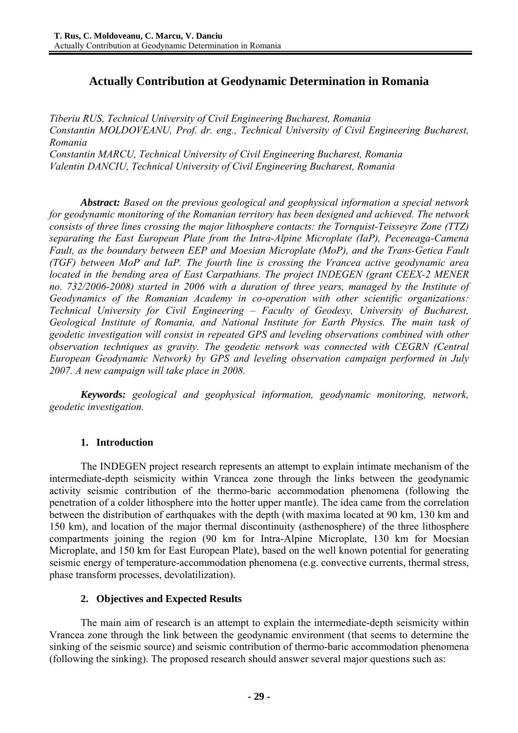# Actually Contribution at Geodynamic Determination in Romania

*Tiberiu RUS, Technical University of Civil Engineering Bucharest, Romania*
*Constantin MOLDOVEANU, Prof. dr. eng., Technical University of Civil Engineering Bucharest, Romania*
*Constantin MARCU, Technical University of Civil Engineering Bucharest, Romania*
*Valentin DANCIU, Technical University of Civil Engineering Bucharest, Romania*

***Abstract:*** *Based on the previous geological and geophysical information a special network for geodynamic monitoring of the Romanian territory has been designed and achieved. The network consists of three lines crossing the major lithosphere contacts: the Tornquist-Teisseyre Zone (TTZ) separating the East European Plate from the Intra-Alpine Microplate (IaP), Peceneaga-Camena Fault, as the boundary between EEP and Moesian Microplate (MoP), and the Trans-Getica Fault (TGF) between MoP and IaP. The fourth line is crossing the Vrancea active geodynamic area located in the bending area of East Carpathians. The project INDEGEN (grant CEEX-2 MENER no. 732/2006-2008) started in 2006 with a duration of three years, managed by the Institute of Geodynamics of the Romanian Academy in co-operation with other scientific organizations: Technical University for Civil Engineering – Faculty of Geodesy, University of Bucharest, Geological Institute of Romania, and National Institute for Earth Physics. The main task of geodetic investigation will consist in repeated GPS and leveling observations combined with other observation techniques as gravity. The geodetic network was connected with CEGRN (Central European Geodynamic Network) by GPS and leveling observation campaign performed in July 2007. A new campaign will take place in 2008.*

***Keywords:*** *geological and geophysical information, geodynamic monitoring, network, geodetic investigation.*

## 1. Introduction

The INDEGEN project research represents an attempt to explain intimate mechanism of the intermediate-depth seismicity within Vrancea zone through the links between the geodynamic activity seismic contribution of the thermo-baric accommodation phenomena (following the penetration of a colder lithosphere into the hotter upper mantle). The idea came from the correlation between the distribution of earthquakes with the depth (with maxima located at 90 km, 130 km and 150 km), and location of the major thermal discontinuity (asthenosphere) of the three lithosphere compartments joining the region (90 km for Intra-Alpine Microplate, 130 km for Moesian Microplate, and 150 km for East European Plate), based on the well known potential for generating seismic energy of temperature-accommodation phenomena (e.g. convective currents, thermal stress, phase transform processes, devolatilization).

## 2. Objectives and Expected Results

The main aim of research is an attempt to explain the intermediate-depth seismicity within Vrancea zone through the link between the geodynamic environment (that seems to determine the sinking of the seismic source) and seismic contribution of thermo-baric accommodation phenomena (following the sinking). The proposed research should answer several major questions such as: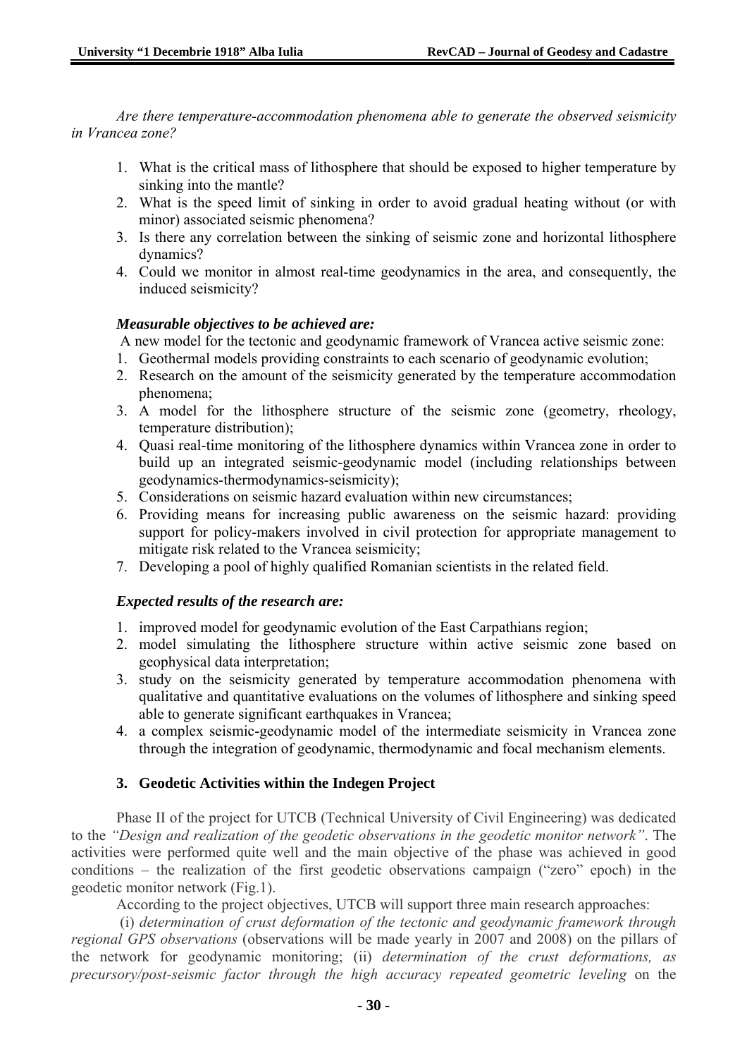*Are there temperature-accommodation phenomena able to generate the observed seismicity in Vrancea zone?*

1. What is the critical mass of lithosphere that should be exposed to higher temperature by sinking into the mantle?
2. What is the speed limit of sinking in order to avoid gradual heating without (or with minor) associated seismic phenomena?
3. Is there any correlation between the sinking of seismic zone and horizontal lithosphere dynamics?
4. Could we monitor in almost real-time geodynamics in the area, and consequently, the induced seismicity?

***Measurable objectives to be achieved are:***

A new model for the tectonic and geodynamic framework of Vrancea active seismic zone:

1. Geothermal models providing constraints to each scenario of geodynamic evolution;
2. Research on the amount of the seismicity generated by the temperature accommodation phenomena;
3. A model for the lithosphere structure of the seismic zone (geometry, rheology, temperature distribution);
4. Quasi real-time monitoring of the lithosphere dynamics within Vrancea zone in order to build up an integrated seismic-geodynamic model (including relationships between geodynamics-thermodynamics-seismicity);
5. Considerations on seismic hazard evaluation within new circumstances;
6. Providing means for increasing public awareness on the seismic hazard: providing support for policy-makers involved in civil protection for appropriate management to mitigate risk related to the Vrancea seismicity;
7. Developing a pool of highly qualified Romanian scientists in the related field.

***Expected results of the research are:***

1. improved model for geodynamic evolution of the East Carpathians region;
2. model simulating the lithosphere structure within active seismic zone based on geophysical data interpretation;
3. study on the seismicity generated by temperature accommodation phenomena with qualitative and quantitative evaluations on the volumes of lithosphere and sinking speed able to generate significant earthquakes in Vrancea;
4. a complex seismic-geodynamic model of the intermediate seismicity in Vrancea zone through the integration of geodynamic, thermodynamic and focal mechanism elements.

## 3. Geodetic Activities within the Indegen Project

Phase II of the project for UTCB (Technical University of Civil Engineering) was dedicated to the *"Design and realization of the geodetic observations in the geodetic monitor network"*. The activities were performed quite well and the main objective of the phase was achieved in good conditions – the realization of the first geodetic observations campaign ("zero" epoch) in the geodetic monitor network (Fig.1).

According to the project objectives, UTCB will support three main research approaches:

(i) *determination of crust deformation of the tectonic and geodynamic framework through regional GPS observations* (observations will be made yearly in 2007 and 2008) on the pillars of the network for geodynamic monitoring; (ii) *determination of the crust deformations, as precursory/post-seismic factor through the high accuracy repeated geometric leveling* on the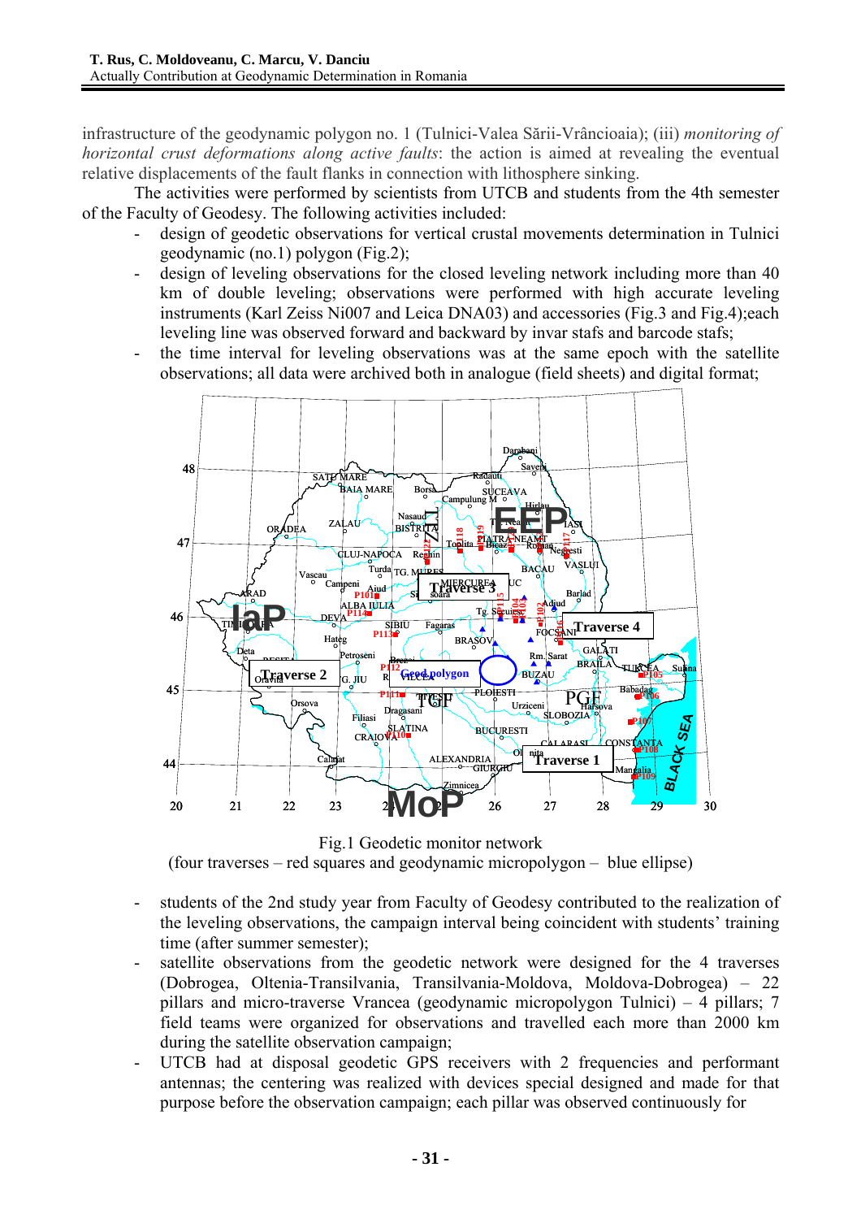infrastructure of the geodynamic polygon no. 1 (Tulnici-Valea Sării-Vrâncioaia); (iii) *monitoring of horizontal crust deformations along active faults*: the action is aimed at revealing the eventual relative displacements of the fault flanks in connection with lithosphere sinking.

The activities were performed by scientists from UTCB and students from the 4th semester of the Faculty of Geodesy. The following activities included:

- design of geodetic observations for vertical crustal movements determination in Tulnici geodynamic (no.1) polygon (Fig.2);
- design of leveling observations for the closed leveling network including more than 40 km of double leveling; observations were performed with high accurate leveling instruments (Karl Zeiss Ni007 and Leica DNA03) and accessories (Fig.3 and Fig.4);each leveling line was observed forward and backward by invar stafs and barcode stafs;
- the time interval for leveling observations was at the same epoch with the satellite observations; all data were archived both in analogue (field sheets) and digital format;

Fig.1 Geodetic monitor network
(four traverses – red squares and geodynamic micropolygon – blue ellipse)

- students of the 2nd study year from Faculty of Geodesy contributed to the realization of the leveling observations, the campaign interval being coincident with students' training time (after summer semester);
- satellite observations from the geodetic network were designed for the 4 traverses (Dobrogea, Oltenia-Transilvania, Transilvania-Moldova, Moldova-Dobrogea) – 22 pillars and micro-traverse Vrancea (geodynamic micropolygon Tulnici) – 4 pillars; 7 field teams were organized for observations and travelled each more than 2000 km during the satellite observation campaign;
- UTCB had at disposal geodetic GPS receivers with 2 frequencies and performant antennas; the centering was realized with devices special designed and made for that purpose before the observation campaign; each pillar was observed continuously for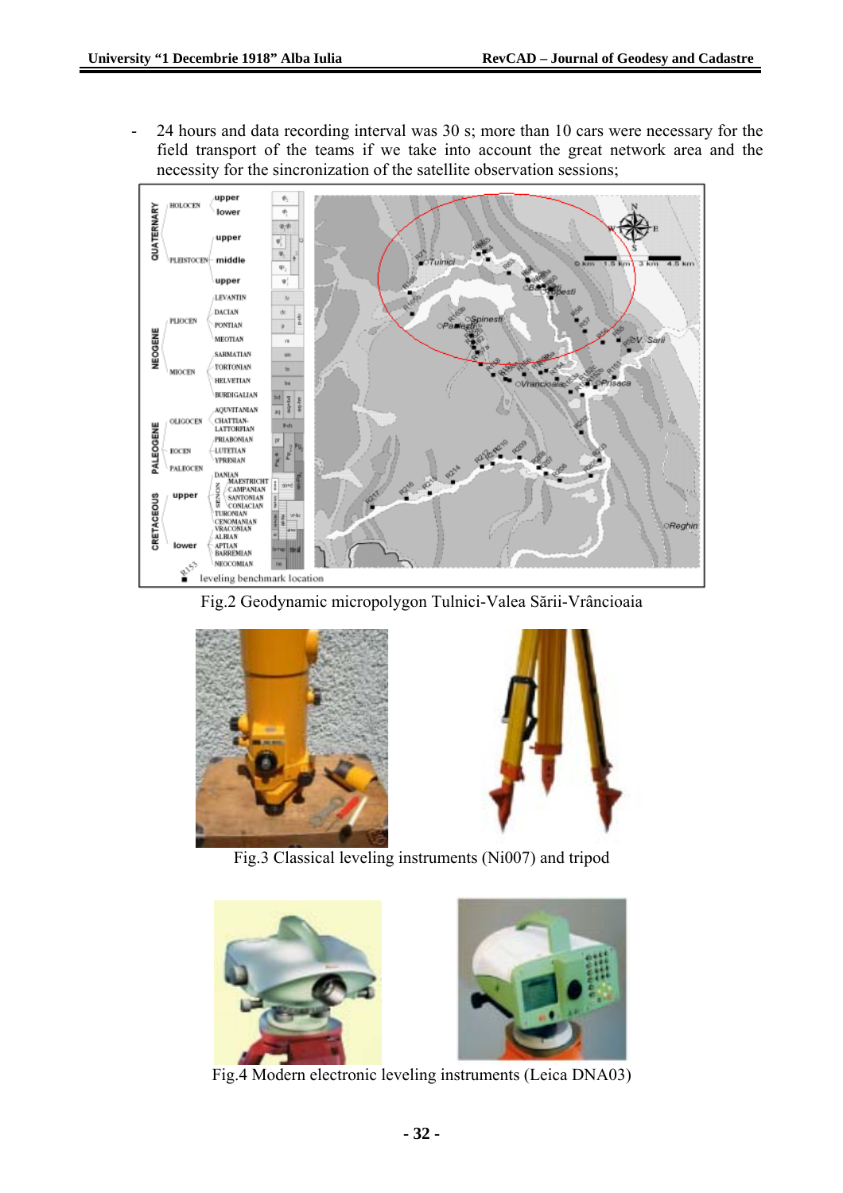- 24 hours and data recording interval was 30 s; more than 10 cars were necessary for the field transport of the teams if we take into account the great network area and the necessity for the sincronization of the satellite observation sessions;

Fig.2 Geodynamic micropolygon Tulnici-Valea Sării-Vrâncioaia

Fig.3 Classical leveling instruments (Ni007) and tripod

Fig.4 Modern electronic leveling instruments (Leica DNA03)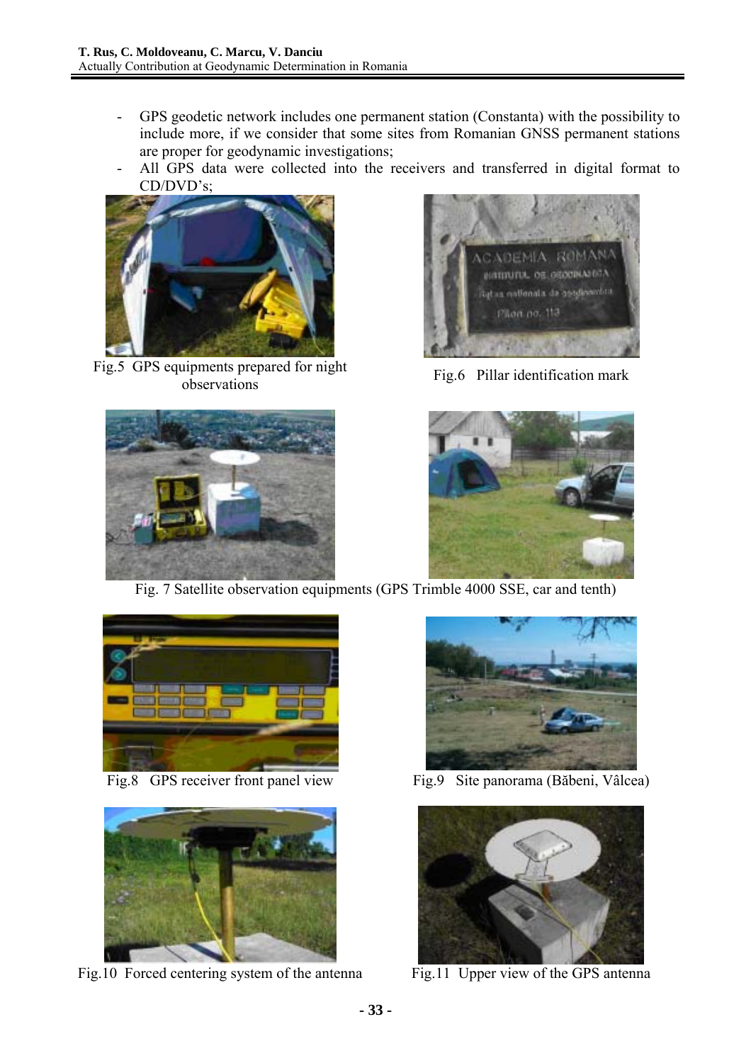- GPS geodetic network includes one permanent station (Constanta) with the possibility to include more, if we consider that some sites from Romanian GNSS permanent stations are proper for geodynamic investigations;
- All GPS data were collected into the receivers and transferred in digital format to CD/DVD's;

Fig.5 GPS equipments prepared for night observations

Fig.6 Pillar identification mark

Fig. 7 Satellite observation equipments (GPS Trimble 4000 SSE, car and tenth)

Fig.8 GPS receiver front panel view

Fig.9 Site panorama (Băbeni, Vâlcea)

Fig.10 Forced centering system of the antenna

Fig.11 Upper view of the GPS antenna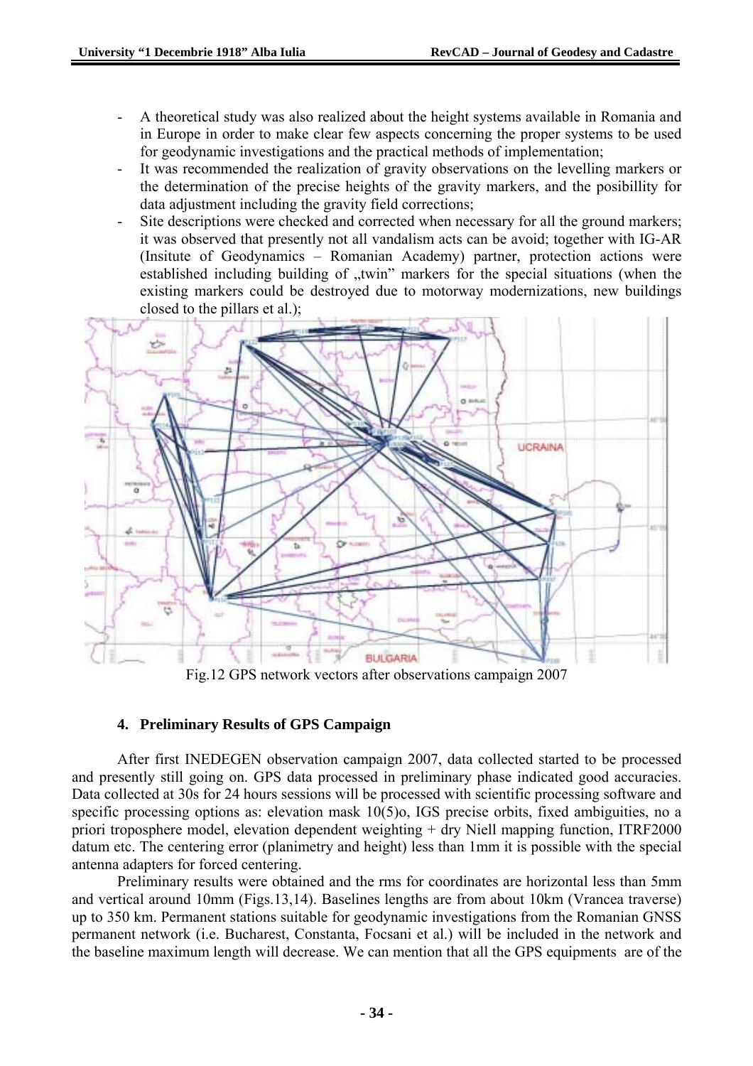- A theoretical study was also realized about the height systems available in Romania and in Europe in order to make clear few aspects concerning the proper systems to be used for geodynamic investigations and the practical methods of implementation;
- It was recommended the realization of gravity observations on the levelling markers or the determination of the precise heights of the gravity markers, and the posibillity for data adjustment including the gravity field corrections;
- Site descriptions were checked and corrected when necessary for all the ground markers; it was observed that presently not all vandalism acts can be avoid; together with IG-AR (Insitute of Geodynamics – Romanian Academy) partner, protection actions were established including building of „twin" markers for the special situations (when the existing markers could be destroyed due to motorway modernizations, new buildings closed to the pillars et al.);

Fig.12 GPS network vectors after observations campaign 2007

## 4. Preliminary Results of GPS Campaign

After first INEDEGEN observation campaign 2007, data collected started to be processed and presently still going on. GPS data processed in preliminary phase indicated good accuracies. Data collected at 30s for 24 hours sessions will be processed with scientific processing software and specific processing options as: elevation mask 10(5)o, IGS precise orbits, fixed ambiguities, no a priori troposphere model, elevation dependent weighting + dry Niell mapping function, ITRF2000 datum etc. The centering error (planimetry and height) less than 1mm it is possible with the special antenna adapters for forced centering.

Preliminary results were obtained and the rms for coordinates are horizontal less than 5mm and vertical around 10mm (Figs.13,14). Baselines lengths are from about 10km (Vrancea traverse) up to 350 km. Permanent stations suitable for geodynamic investigations from the Romanian GNSS permanent network (i.e. Bucharest, Constanta, Focsani et al.) will be included in the network and the baseline maximum length will decrease. We can mention that all the GPS equipments are of the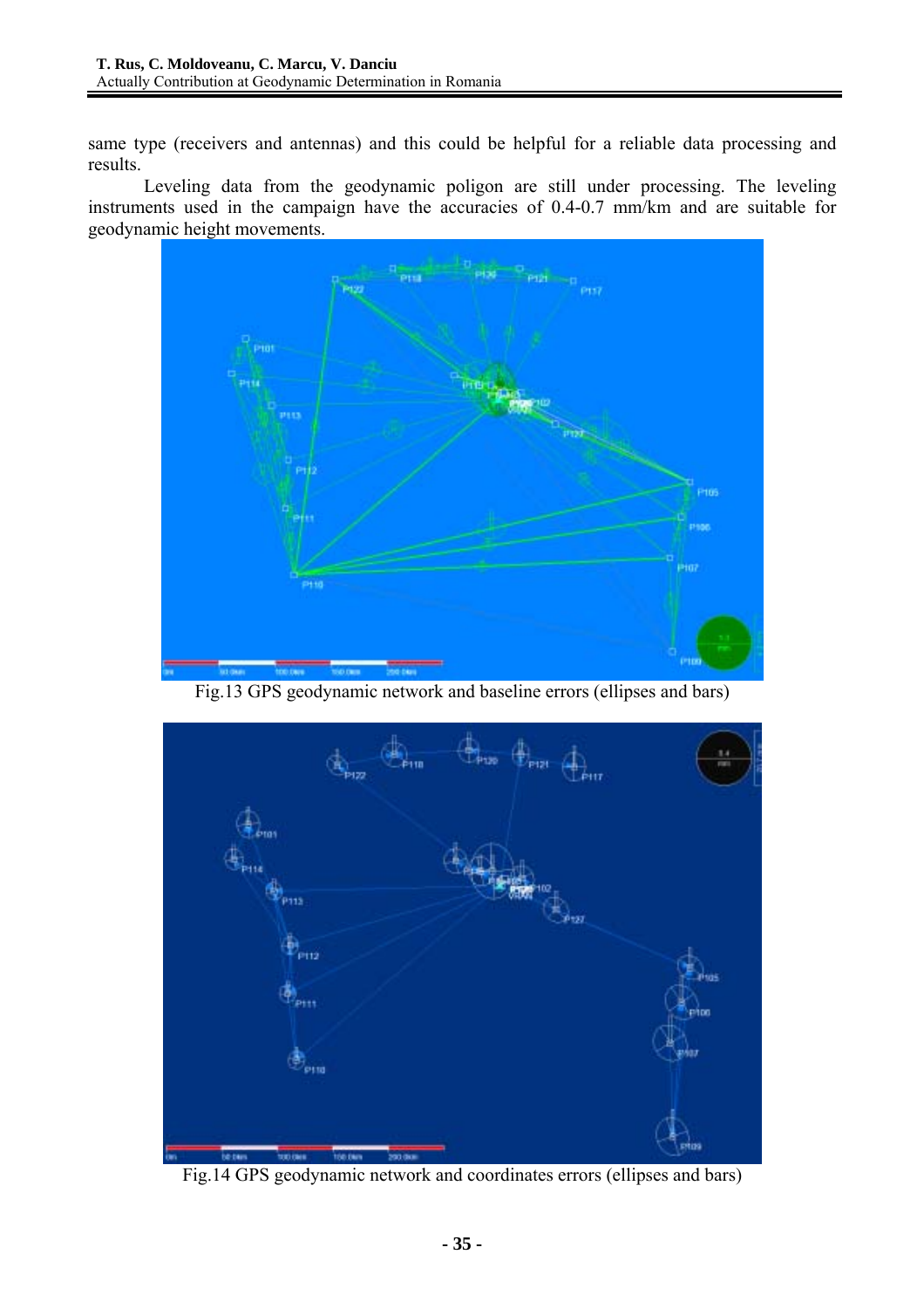same type (receivers and antennas) and this could be helpful for a reliable data processing and results.

Leveling data from the geodynamic poligon are still under processing. The leveling instruments used in the campaign have the accuracies of 0.4-0.7 mm/km and are suitable for geodynamic height movements.

Fig.13 GPS geodynamic network and baseline errors (ellipses and bars)

Fig.14 GPS geodynamic network and coordinates errors (ellipses and bars)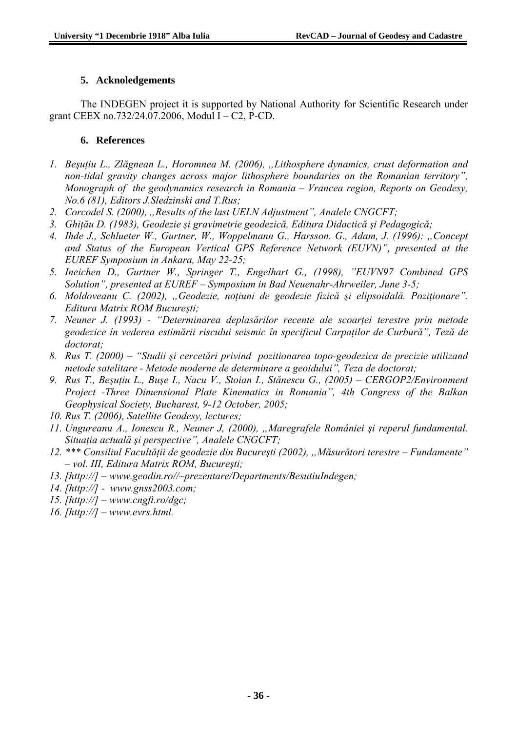## 5. Acknoledgements

The INDEGEN project it is supported by National Authority for Scientific Research under grant CEEX no.732/24.07.2006, Modul I – C2, P-CD.

## 6. References

1. *Beşuţiu L., Zlăgnean L., Horomnea M. (2006), „Lithosphere dynamics, crust deformation and non-tidal gravity changes across major lithosphere boundaries on the Romanian territory", Monograph of the geodynamics research in Romania – Vrancea region, Reports on Geodesy, No.6 (81), Editors J.Sledzinski and T.Rus;*
2. *Corcodel S. (2000), „Results of the last UELN Adjustment", Analele CNGCFT;*
3. *Ghiţău D. (1983), Geodezie şi gravimetrie geodezică, Editura Didactică şi Pedagogică;*
4. *Ihde J., Schlueter W., Gurtner, W., Woppelmann G., Harsson. G., Adam, J. (1996): „Concept and Status of the European Vertical GPS Reference Network (EUVN)", presented at the EUREF Symposium in Ankara, May 22-25;*
5. *Ineichen D., Gurtner W., Springer T., Engelhart G., (1998), "EUVN97 Combined GPS Solution", presented at EUREF – Symposium in Bad Neuenahr-Ahrweiler, June 3-5;*
6. *Moldoveanu C. (2002), „Geodezie, noţiuni de geodezie fizică şi elipsoidală. Poziţionare". Editura Matrix ROM Bucureşti;*
7. *Neuner J. (1993) - "Determinarea deplasărilor recente ale scoarţei terestre prin metode geodezice în vederea estimării riscului seismic în specificul Carpaţilor de Curbură", Teză de doctorat;*
8. *Rus T. (2000) – "Studii şi cercetări privind pozitionarea topo-geodezica de precizie utilizand metode satelitare - Metode moderne de determinare a geoidului", Teza de doctorat;*
9. *Rus T., Beşuţiu L., Buşe I., Nacu V., Stoian I., Stănescu G., (2005) – CERGOP2/Environment Project -Three Dimensional Plate Kinematics in Romania", 4th Congress of the Balkan Geophysical Society, Bucharest, 9-12 October, 2005;*
10. *Rus T. (2006), Satellite Geodesy, lectures;*
11. *Ungureanu A., Ionescu R., Neuner J, (2000), „Maregrafele României şi reperul fundamental. Situaţia actuală şi perspective", Analele CNGCFT;*
12. *\*\*\* Consiliul Facultăţii de geodezie din Bucureşti (2002), „Măsurători terestre – Fundamente" – vol. III, Editura Matrix ROM, Bucureşti;*
13. *[http://] – www.geodin.ro//~prezentare/Departments/BesutiuIndegen;*
14. *[http://] - www.gnss2003.com;*
15. *[http://] – www.cngft.ro/dgc;*
16. *[http://] – www.evrs.html.*